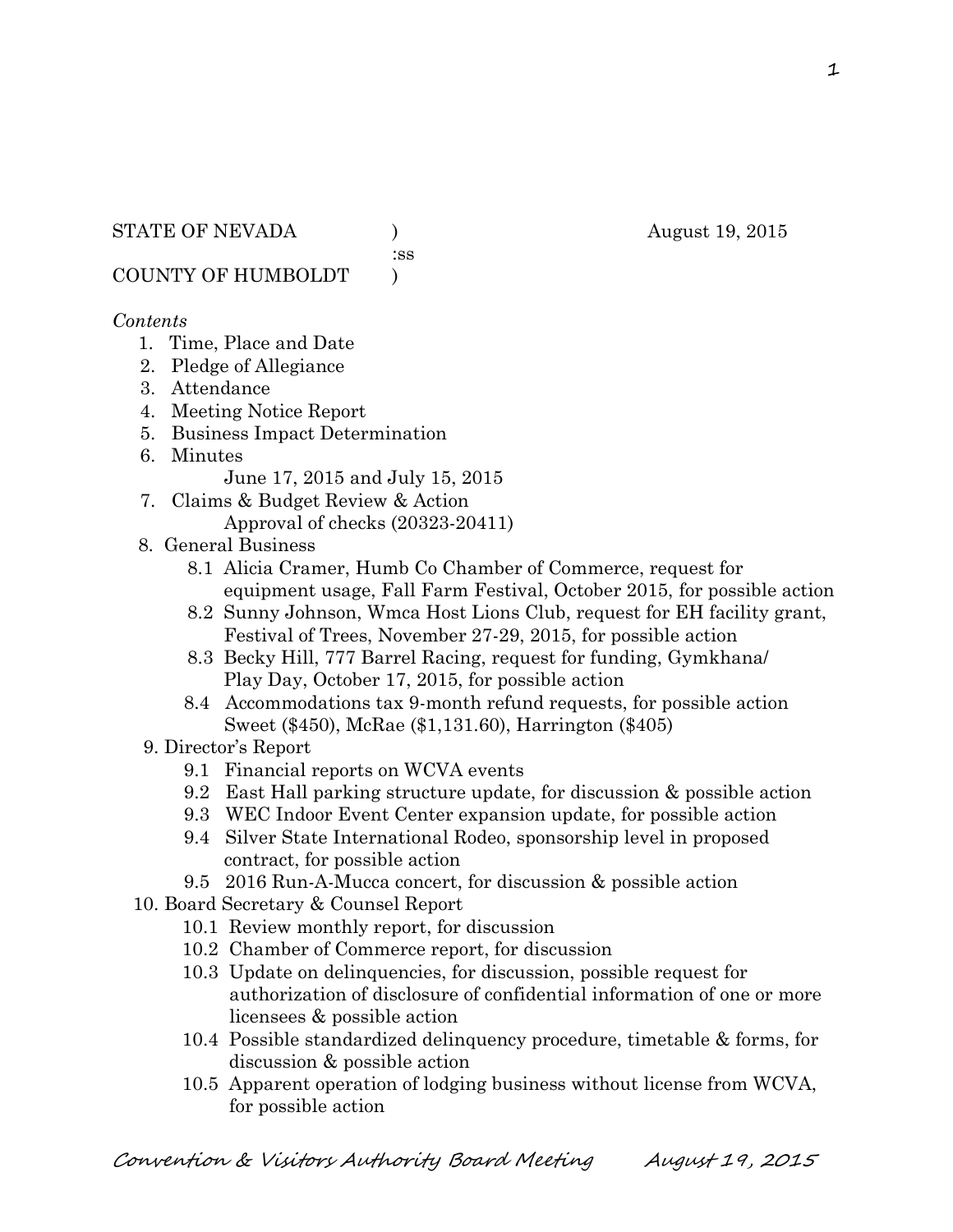STATE OF NEVADA )  August 19, 2015
:ss
COUNTY OF HUMBOLDT )

*Contents*

1. Time, Place and Date
2. Pledge of Allegiance
3. Attendance
4. Meeting Notice Report
5. Business Impact Determination
6. Minutes
   June 17, 2015 and July 15, 2015
7. Claims & Budget Review & Action
   Approval of checks (20323-20411)
8. General Business
   - 8.1 Alicia Cramer, Humb Co Chamber of Commerce, request for equipment usage, Fall Farm Festival, October 2015, for possible action
   - 8.2 Sunny Johnson, Wmca Host Lions Club, request for EH facility grant, Festival of Trees, November 27-29, 2015, for possible action
   - 8.3 Becky Hill, 777 Barrel Racing, request for funding, Gymkhana/ Play Day, October 17, 2015, for possible action
   - 8.4 Accommodations tax 9-month refund requests, for possible action Sweet ($450), McRae ($1,131.60), Harrington ($405)
9. Director's Report
   - 9.1 Financial reports on WCVA events
   - 9.2 East Hall parking structure update, for discussion & possible action
   - 9.3 WEC Indoor Event Center expansion update, for possible action
   - 9.4 Silver State International Rodeo, sponsorship level in proposed contract, for possible action
   - 9.5 2016 Run-A-Mucca concert, for discussion & possible action
10. Board Secretary & Counsel Report
   - 10.1 Review monthly report, for discussion
   - 10.2 Chamber of Commerce report, for discussion
   - 10.3 Update on delinquencies, for discussion, possible request for authorization of disclosure of confidential information of one or more licensees & possible action
   - 10.4 Possible standardized delinquency procedure, timetable & forms, for discussion & possible action
   - 10.5 Apparent operation of lodging business without license from WCVA, for possible action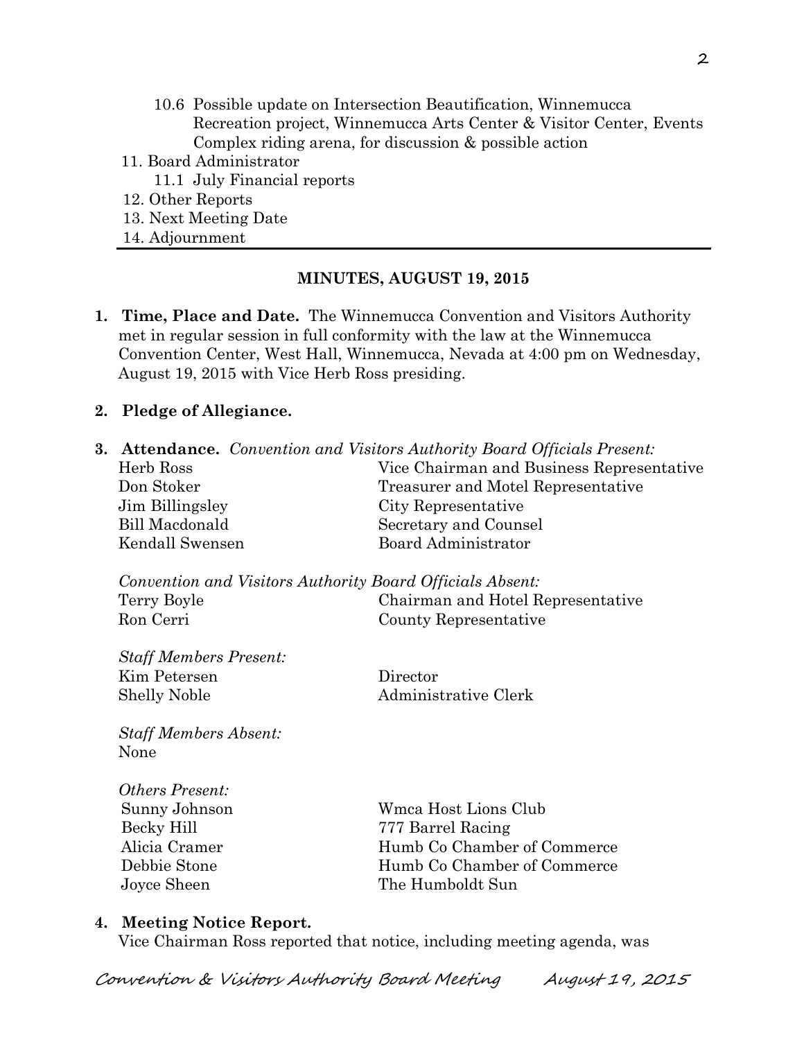10.6 Possible update on Intersection Beautification, Winnemucca Recreation project, Winnemucca Arts Center & Visitor Center, Events Complex riding arena, for discussion & possible action

11. Board Administrator
    - 11.1 July Financial reports
12. Other Reports
13. Next Meeting Date
14. Adjournment

---

## MINUTES, AUGUST 19, 2015

**1. Time, Place and Date.** The Winnemucca Convention and Visitors Authority met in regular session in full conformity with the law at the Winnemucca Convention Center, West Hall, Winnemucca, Nevada at 4:00 pm on Wednesday, August 19, 2015 with Vice Herb Ross presiding.

**2. Pledge of Allegiance.**

**3. Attendance.** *Convention and Visitors Authority Board Officials Present:*

| | |
|---|---|
| Herb Ross | Vice Chairman and Business Representative |
| Don Stoker | Treasurer and Motel Representative |
| Jim Billingsley | City Representative |
| Bill Macdonald | Secretary and Counsel |
| Kendall Swensen | Board Administrator |

*Convention and Visitors Authority Board Officials Absent:*

| | |
|---|---|
| Terry Boyle | Chairman and Hotel Representative |
| Ron Cerri | County Representative |

*Staff Members Present:*

| | |
|---|---|
| Kim Petersen | Director |
| Shelly Noble | Administrative Clerk |

*Staff Members Absent:*
None

*Others Present:*

| | |
|---|---|
| Sunny Johnson | Wmca Host Lions Club |
| Becky Hill | 777 Barrel Racing |
| Alicia Cramer | Humb Co Chamber of Commerce |
| Debbie Stone | Humb Co Chamber of Commerce |
| Joyce Sheen | The Humboldt Sun |

**4. Meeting Notice Report.**
Vice Chairman Ross reported that notice, including meeting agenda, was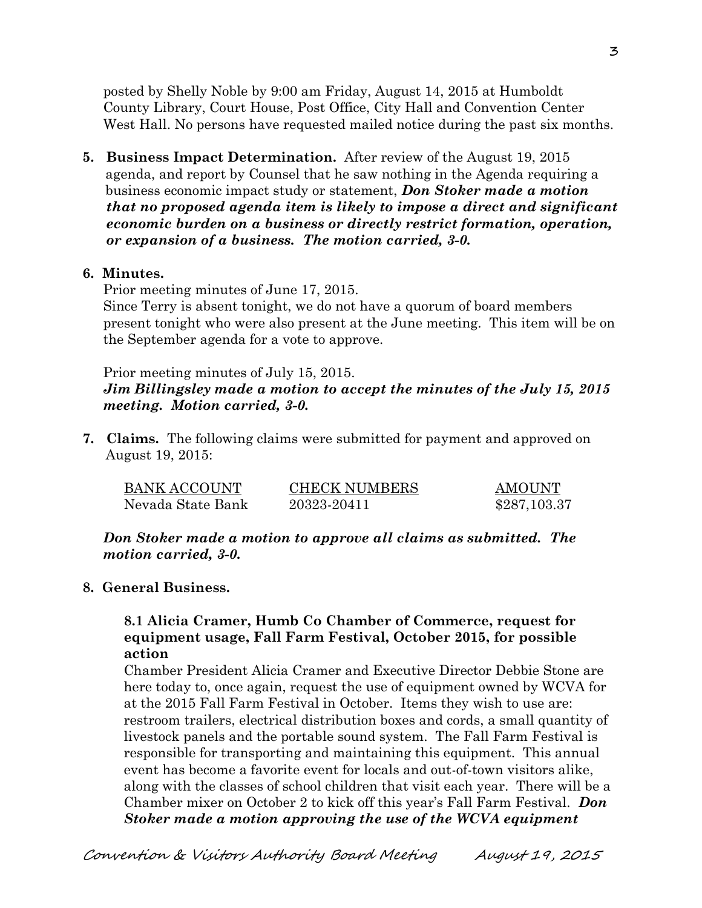posted by Shelly Noble by 9:00 am Friday, August 14, 2015 at Humboldt County Library, Court House, Post Office, City Hall and Convention Center West Hall. No persons have requested mailed notice during the past six months.

**5. Business Impact Determination.** After review of the August 19, 2015 agenda, and report by Counsel that he saw nothing in the Agenda requiring a business economic impact study or statement, ***Don Stoker made a motion that no proposed agenda item is likely to impose a direct and significant economic burden on a business or directly restrict formation, operation, or expansion of a business. The motion carried, 3-0.***

**6. Minutes.**

Prior meeting minutes of June 17, 2015.
Since Terry is absent tonight, we do not have a quorum of board members present tonight who were also present at the June meeting. This item will be on the September agenda for a vote to approve.

Prior meeting minutes of July 15, 2015.
***Jim Billingsley made a motion to accept the minutes of the July 15, 2015 meeting. Motion carried, 3-0.***

**7. Claims.** The following claims were submitted for payment and approved on August 19, 2015:

| BANK ACCOUNT | CHECK NUMBERS | AMOUNT |
|---|---|---|
| Nevada State Bank | 20323-20411 | $287,103.37 |

***Don Stoker made a motion to approve all claims as submitted. The motion carried, 3-0.***

**8. General Business.**

**8.1 Alicia Cramer, Humb Co Chamber of Commerce, request for equipment usage, Fall Farm Festival, October 2015, for possible action**

Chamber President Alicia Cramer and Executive Director Debbie Stone are here today to, once again, request the use of equipment owned by WCVA for at the 2015 Fall Farm Festival in October. Items they wish to use are: restroom trailers, electrical distribution boxes and cords, a small quantity of livestock panels and the portable sound system. The Fall Farm Festival is responsible for transporting and maintaining this equipment. This annual event has become a favorite event for locals and out-of-town visitors alike, along with the classes of school children that visit each year. There will be a Chamber mixer on October 2 to kick off this year's Fall Farm Festival. ***Don Stoker made a motion approving the use of the WCVA equipment***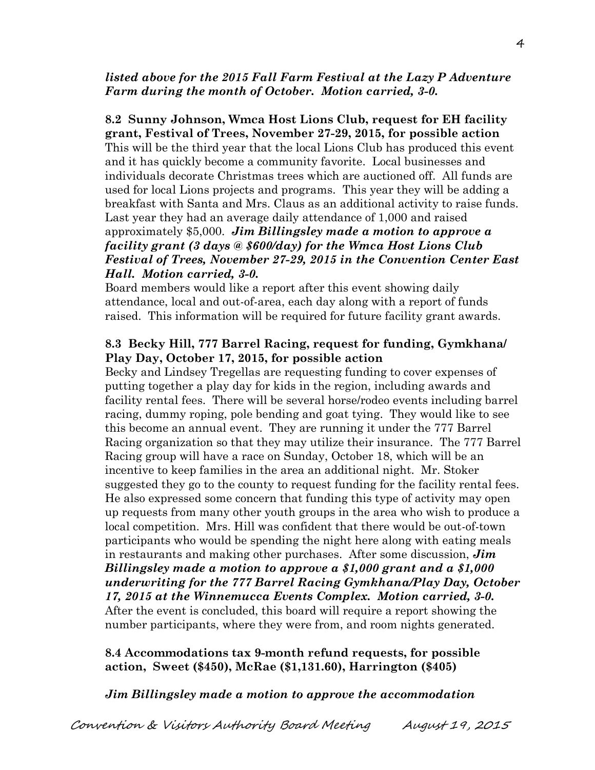***listed above for the 2015 Fall Farm Festival at the Lazy P Adventure Farm during the month of October. Motion carried, 3-0.***

**8.2 Sunny Johnson, Wmca Host Lions Club, request for EH facility grant, Festival of Trees, November 27-29, 2015, for possible action**

This will be the third year that the local Lions Club has produced this event and it has quickly become a community favorite. Local businesses and individuals decorate Christmas trees which are auctioned off. All funds are used for local Lions projects and programs. This year they will be adding a breakfast with Santa and Mrs. Claus as an additional activity to raise funds. Last year they had an average daily attendance of 1,000 and raised approximately $5,000. ***Jim Billingsley made a motion to approve a facility grant (3 days @ $600/day) for the Wmca Host Lions Club Festival of Trees, November 27-29, 2015 in the Convention Center East Hall. Motion carried, 3-0.***

Board members would like a report after this event showing daily attendance, local and out-of-area, each day along with a report of funds raised. This information will be required for future facility grant awards.

**8.3 Becky Hill, 777 Barrel Racing, request for funding, Gymkhana/ Play Day, October 17, 2015, for possible action**

Becky and Lindsey Tregellas are requesting funding to cover expenses of putting together a play day for kids in the region, including awards and facility rental fees. There will be several horse/rodeo events including barrel racing, dummy roping, pole bending and goat tying. They would like to see this become an annual event. They are running it under the 777 Barrel Racing organization so that they may utilize their insurance. The 777 Barrel Racing group will have a race on Sunday, October 18, which will be an incentive to keep families in the area an additional night. Mr. Stoker suggested they go to the county to request funding for the facility rental fees. He also expressed some concern that funding this type of activity may open up requests from many other youth groups in the area who wish to produce a local competition. Mrs. Hill was confident that there would be out-of-town participants who would be spending the night here along with eating meals in restaurants and making other purchases. After some discussion, ***Jim Billingsley made a motion to approve a $1,000 grant and a $1,000 underwriting for the 777 Barrel Racing Gymkhana/Play Day, October 17, 2015 at the Winnemucca Events Complex. Motion carried, 3-0.*** After the event is concluded, this board will require a report showing the number participants, where they were from, and room nights generated.

**8.4 Accommodations tax 9-month refund requests, for possible action, Sweet ($450), McRae ($1,131.60), Harrington ($405)**

***Jim Billingsley made a motion to approve the accommodation***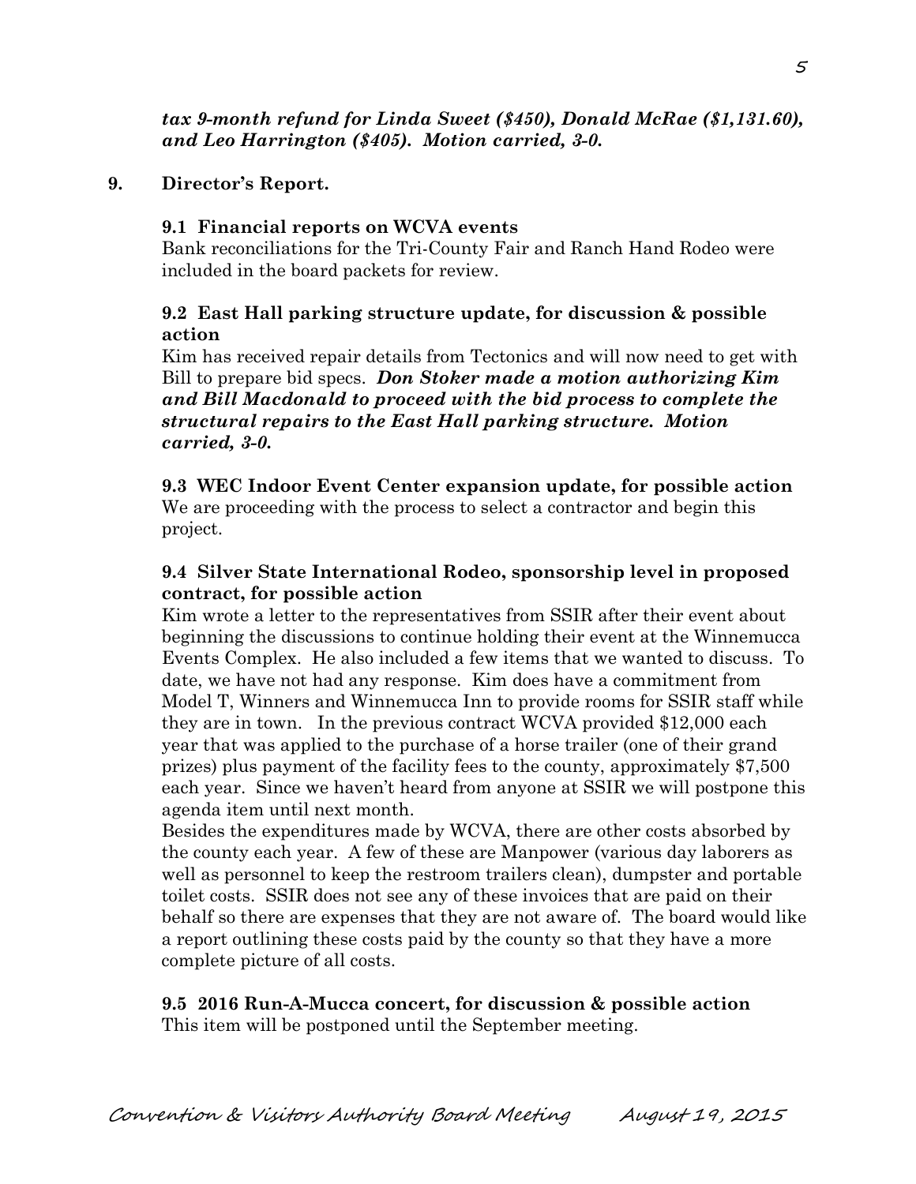***tax 9-month refund for Linda Sweet ($450), Donald McRae ($1,131.60), and Leo Harrington ($405). Motion carried, 3-0.***

**9. Director's Report.**

**9.1 Financial reports on WCVA events**

Bank reconciliations for the Tri-County Fair and Ranch Hand Rodeo were included in the board packets for review.

**9.2 East Hall parking structure update, for discussion & possible action**

Kim has received repair details from Tectonics and will now need to get with Bill to prepare bid specs. ***Don Stoker made a motion authorizing Kim and Bill Macdonald to proceed with the bid process to complete the structural repairs to the East Hall parking structure. Motion carried, 3-0.***

**9.3 WEC Indoor Event Center expansion update, for possible action**

We are proceeding with the process to select a contractor and begin this project.

**9.4 Silver State International Rodeo, sponsorship level in proposed contract, for possible action**

Kim wrote a letter to the representatives from SSIR after their event about beginning the discussions to continue holding their event at the Winnemucca Events Complex. He also included a few items that we wanted to discuss. To date, we have not had any response. Kim does have a commitment from Model T, Winners and Winnemucca Inn to provide rooms for SSIR staff while they are in town. In the previous contract WCVA provided $12,000 each year that was applied to the purchase of a horse trailer (one of their grand prizes) plus payment of the facility fees to the county, approximately $7,500 each year. Since we haven't heard from anyone at SSIR we will postpone this agenda item until next month.

Besides the expenditures made by WCVA, there are other costs absorbed by the county each year. A few of these are Manpower (various day laborers as well as personnel to keep the restroom trailers clean), dumpster and portable toilet costs. SSIR does not see any of these invoices that are paid on their behalf so there are expenses that they are not aware of. The board would like a report outlining these costs paid by the county so that they have a more complete picture of all costs.

**9.5 2016 Run-A-Mucca concert, for discussion & possible action**

This item will be postponed until the September meeting.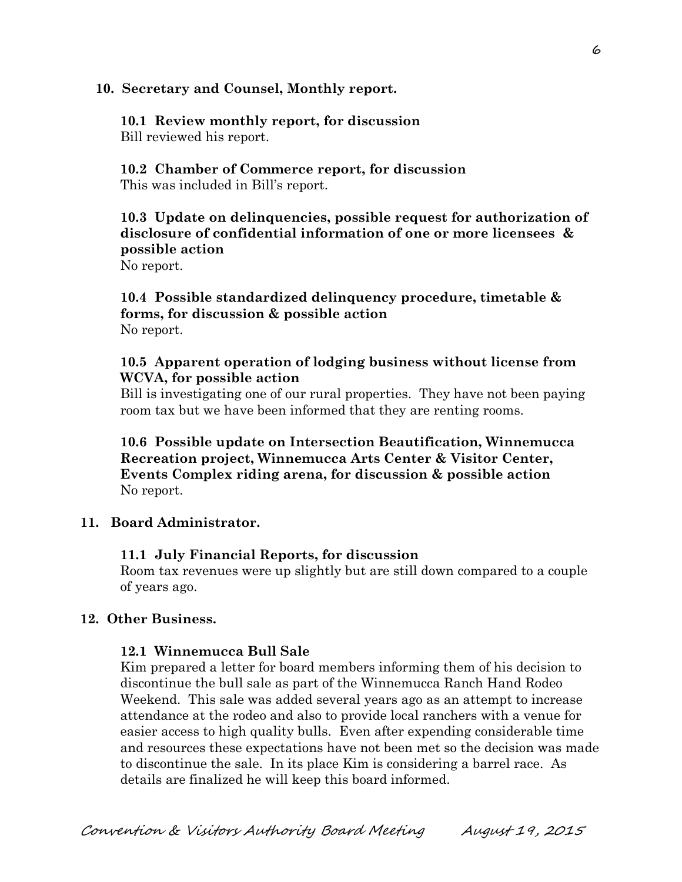## 10. Secretary and Counsel, Monthly report.

### 10.1 Review monthly report, for discussion

Bill reviewed his report.

### 10.2 Chamber of Commerce report, for discussion

This was included in Bill's report.

### 10.3 Update on delinquencies, possible request for authorization of disclosure of confidential information of one or more licensees & possible action

No report.

### 10.4 Possible standardized delinquency procedure, timetable & forms, for discussion & possible action

No report.

### 10.5 Apparent operation of lodging business without license from WCVA, for possible action

Bill is investigating one of our rural properties. They have not been paying room tax but we have been informed that they are renting rooms.

### 10.6 Possible update on Intersection Beautification, Winnemucca Recreation project, Winnemucca Arts Center & Visitor Center, Events Complex riding arena, for discussion & possible action

No report.

## 11. Board Administrator.

### 11.1 July Financial Reports, for discussion

Room tax revenues were up slightly but are still down compared to a couple of years ago.

## 12. Other Business.

### 12.1 Winnemucca Bull Sale

Kim prepared a letter for board members informing them of his decision to discontinue the bull sale as part of the Winnemucca Ranch Hand Rodeo Weekend. This sale was added several years ago as an attempt to increase attendance at the rodeo and also to provide local ranchers with a venue for easier access to high quality bulls. Even after expending considerable time and resources these expectations have not been met so the decision was made to discontinue the sale. In its place Kim is considering a barrel race. As details are finalized he will keep this board informed.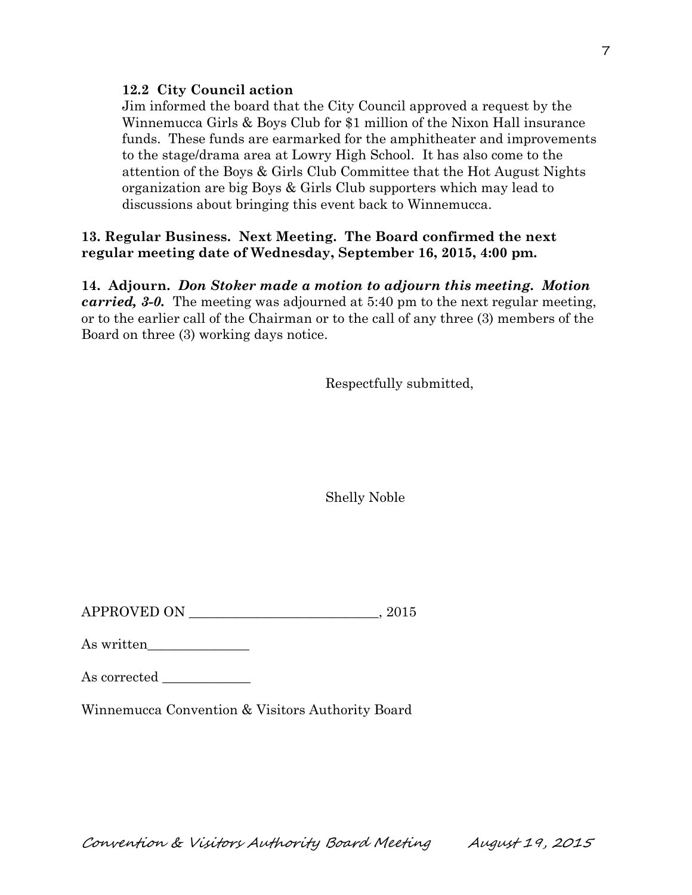**12.2 City Council action**

Jim informed the board that the City Council approved a request by the Winnemucca Girls & Boys Club for $1 million of the Nixon Hall insurance funds. These funds are earmarked for the amphitheater and improvements to the stage/drama area at Lowry High School. It has also come to the attention of the Boys & Girls Club Committee that the Hot August Nights organization are big Boys & Girls Club supporters which may lead to discussions about bringing this event back to Winnemucca.

**13. Regular Business. Next Meeting. The Board confirmed the next regular meeting date of Wednesday, September 16, 2015, 4:00 pm.**

**14. Adjourn.** ***Don Stoker made a motion to adjourn this meeting. Motion carried, 3-0.*** The meeting was adjourned at 5:40 pm to the next regular meeting, or to the earlier call of the Chairman or to the call of any three (3) members of the Board on three (3) working days notice.

Respectfully submitted,

Shelly Noble

APPROVED ON ____________________________, 2015

As written_______________

As corrected _____________

Winnemucca Convention & Visitors Authority Board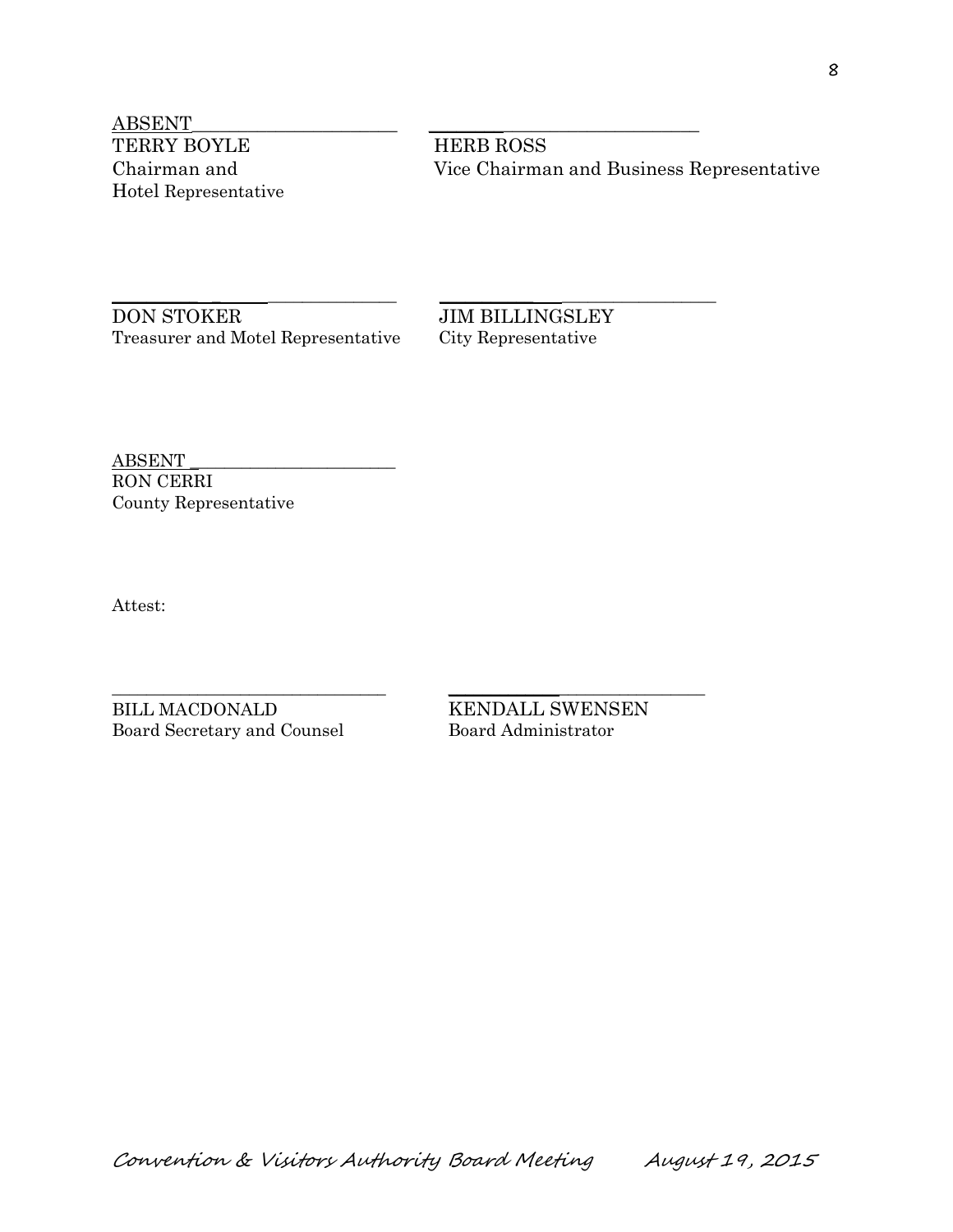ABSENT________________________ \_\_\_\_\_\_\_\_\_\_\_\_\_\_\_\_\_\_\_\_\_\_\_\_\_\_\_\_\_\_
TERRY BOYLE
Chairman and
Hotel Representative

HERB ROSS
Vice Chairman and Business Representative

______________________________
DON STOKER
Treasurer and Motel Representative

______________________________
JIM BILLINGSLEY
City Representative

ABSENT ________________________
RON CERRI
County Representative

Attest:

______________________________
BILL MACDONALD
Board Secretary and Counsel

______________________________
KENDALL SWENSEN
Board Administrator

Convention & Visitors Authority Board Meeting August 19, 2015